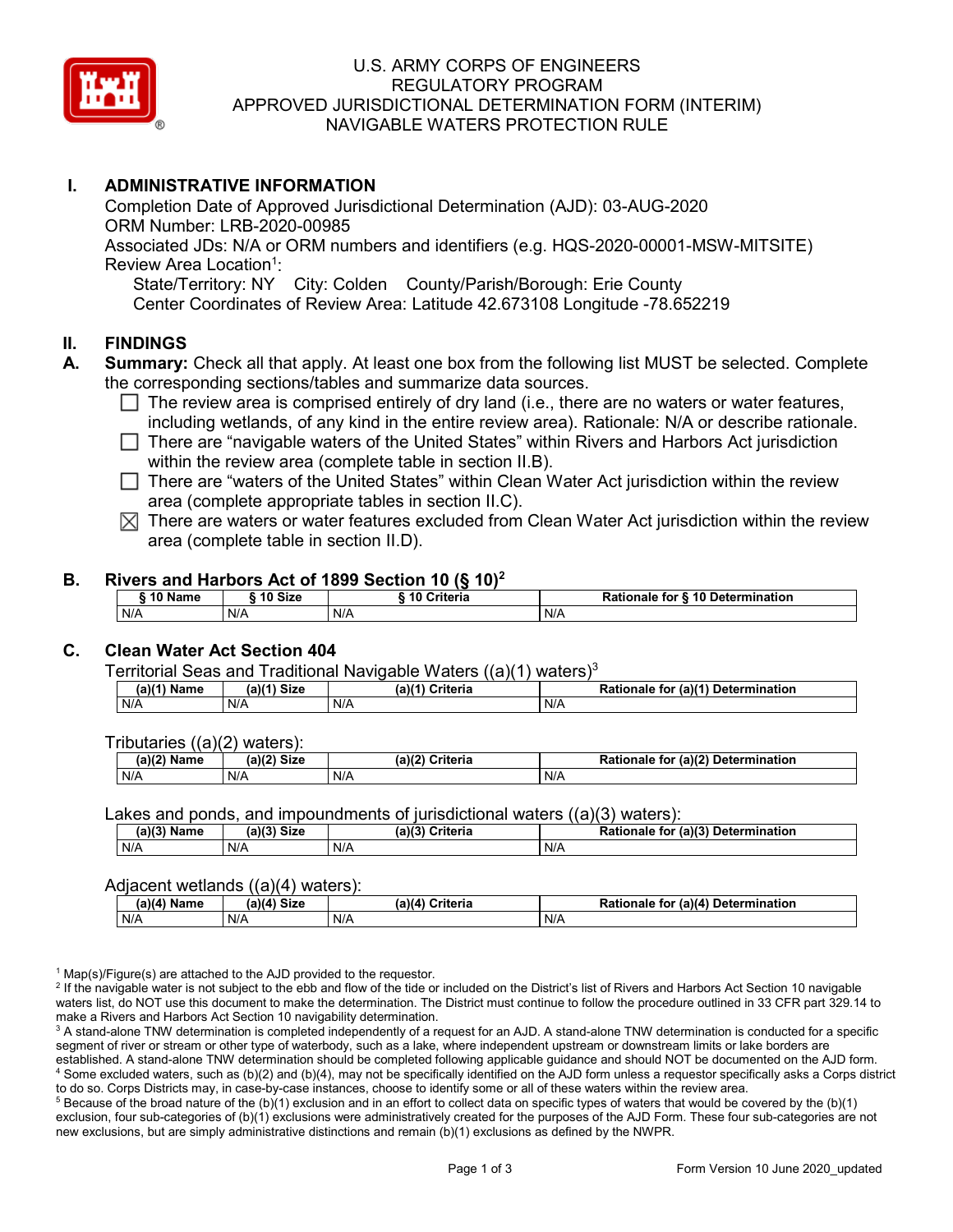# U.S. ARMY CORPS OF ENGINEERS
# REGULATORY PROGRAM
# APPROVED JURISDICTIONAL DETERMINATION FORM (INTERIM)
# NAVIGABLE WATERS PROTECTION RULE

## I. ADMINISTRATIVE INFORMATION

Completion Date of Approved Jurisdictional Determination (AJD): 03-AUG-2020
ORM Number: LRB-2020-00985
Associated JDs: N/A or ORM numbers and identifiers (e.g. HQS-2020-00001-MSW-MITSITE)
Review Area Location[1]:
State/Territory: NY City: Colden County/Parish/Borough: Erie County
Center Coordinates of Review Area: Latitude 42.673108 Longitude -78.652219

## II. FINDINGS

**A. Summary:** Check all that apply. At least one box from the following list MUST be selected. Complete the corresponding sections/tables and summarize data sources.

- ☐ The review area is comprised entirely of dry land (i.e., there are no waters or water features, including wetlands, of any kind in the entire review area). Rationale: N/A or describe rationale.
- ☐ There are "navigable waters of the United States" within Rivers and Harbors Act jurisdiction within the review area (complete table in section II.B).
- ☐ There are "waters of the United States" within Clean Water Act jurisdiction within the review area (complete appropriate tables in section II.C).
- ☒ There are waters or water features excluded from Clean Water Act jurisdiction within the review area (complete table in section II.D).

### B. Rivers and Harbors Act of 1899 Section 10 (§ 10)[2]

| § 10 Name | § 10 Size | § 10 Criteria | Rationale for § 10 Determination |
|---|---|---|---|
| N/A | N/A | N/A | N/A |

### C. Clean Water Act Section 404

Territorial Seas and Traditional Navigable Waters ((a)(1) waters)[3]

| (a)(1) Name | (a)(1) Size | (a)(1) Criteria | Rationale for (a)(1) Determination |
|---|---|---|---|
| N/A | N/A | N/A | N/A |

Tributaries ((a)(2) waters):

| (a)(2) Name | (a)(2) Size | (a)(2) Criteria | Rationale for (a)(2) Determination |
|---|---|---|---|
| N/A | N/A | N/A | N/A |

Lakes and ponds, and impoundments of jurisdictional waters ((a)(3) waters):

| (a)(3) Name | (a)(3) Size | (a)(3) Criteria | Rationale for (a)(3) Determination |
|---|---|---|---|
| N/A | N/A | N/A | N/A |

Adjacent wetlands ((a)(4) waters):

| (a)(4) Name | (a)(4) Size | (a)(4) Criteria | Rationale for (a)(4) Determination |
|---|---|---|---|
| N/A | N/A | N/A | N/A |

[1] Map(s)/Figure(s) are attached to the AJD provided to the requestor.
[2] If the navigable water is not subject to the ebb and flow of the tide or included on the District's list of Rivers and Harbors Act Section 10 navigable waters list, do NOT use this document to make the determination. The District must continue to follow the procedure outlined in 33 CFR part 329.14 to make a Rivers and Harbors Act Section 10 navigability determination.
[3] A stand-alone TNW determination is completed independently of a request for an AJD. A stand-alone TNW determination is conducted for a specific segment of river or stream or other type of waterbody, such as a lake, where independent upstream or downstream limits or lake borders are established. A stand-alone TNW determination should be completed following applicable guidance and should NOT be documented on the AJD form.
[4] Some excluded waters, such as (b)(2) and (b)(4), may not be specifically identified on the AJD form unless a requestor specifically asks a Corps district to do so. Corps Districts may, in case-by-case instances, choose to identify some or all of these waters within the review area.
[5] Because of the broad nature of the (b)(1) exclusion and in an effort to collect data on specific types of waters that would be covered by the (b)(1) exclusion, four sub-categories of (b)(1) exclusions were administratively created for the purposes of the AJD Form. These four sub-categories are not new exclusions, but are simply administrative distinctions and remain (b)(1) exclusions as defined by the NWPR.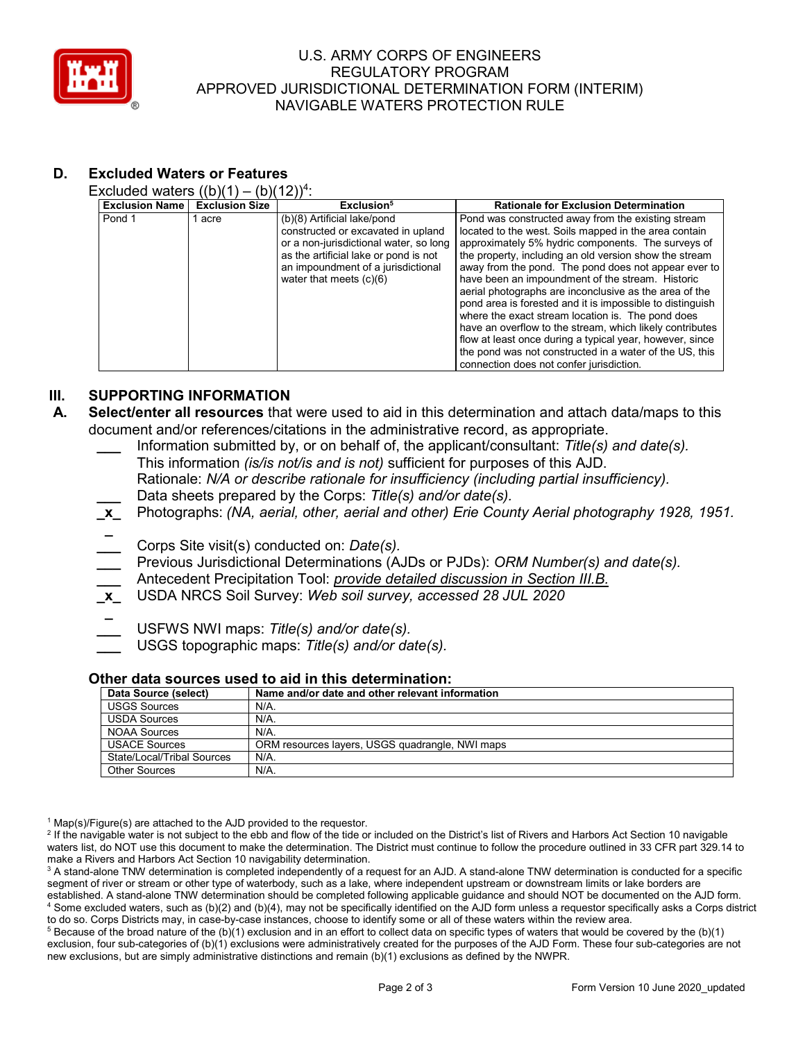### D. Excluded Waters or Features

Excluded waters ((b)(1) – (b)(12))[4]:

| Exclusion Name | Exclusion Size | Exclusion[5] | Rationale for Exclusion Determination |
|---|---|---|---|
| Pond 1 | 1 acre | (b)(8) Artificial lake/pond constructed or excavated in upland or a non-jurisdictional water, so long as the artificial lake or pond is not an impoundment of a jurisdictional water that meets (c)(6) | Pond was constructed away from the existing stream located to the west. Soils mapped in the area contain approximately 5% hydric components. The surveys of the property, including an old version show the stream away from the pond. The pond does not appear ever to have been an impoundment of the stream. Historic aerial photographs are inconclusive as the area of the pond area is forested and it is impossible to distinguish where the exact stream location is. The pond does have an overflow to the stream, which likely contributes flow at least once during a typical year, however, since the pond was not constructed in a water of the US, this connection does not confer jurisdiction. |

## III. SUPPORTING INFORMATION

**A. Select/enter all resources** that were used to aid in this determination and attach data/maps to this document and/or references/citations in the administrative record, as appropriate.

- ___ Information submitted by, or on behalf of, the applicant/consultant: *Title(s) and date(s).* This information *(is/is not/is and is not)* sufficient for purposes of this AJD. Rationale: *N/A or describe rationale for insufficiency (including partial insufficiency).*
- ___ Data sheets prepared by the Corps: *Title(s) and/or date(s).*
- _x_ Photographs: *(NA, aerial, other, aerial and other) Erie County Aerial photography 1928, 1951.*
- ___ Corps Site visit(s) conducted on: *Date(s).*
- ___ Previous Jurisdictional Determinations (AJDs or PJDs): *ORM Number(s) and date(s).*
- ___ Antecedent Precipitation Tool: *provide detailed discussion in Section III.B.*
- _x_ USDA NRCS Soil Survey: *Web soil survey, accessed 28 JUL 2020*
- ___ USFWS NWI maps: *Title(s) and/or date(s).*
- ___ USGS topographic maps: *Title(s) and/or date(s).*

**Other data sources used to aid in this determination:**

| Data Source (select) | Name and/or date and other relevant information |
|---|---|
| USGS Sources | N/A. |
| USDA Sources | N/A. |
| NOAA Sources | N/A. |
| USACE Sources | ORM resources layers, USGS quadrangle, NWI maps |
| State/Local/Tribal Sources | N/A. |
| Other Sources | N/A. |

[1] Map(s)/Figure(s) are attached to the AJD provided to the requestor.

[2] If the navigable water is not subject to the ebb and flow of the tide or included on the District's list of Rivers and Harbors Act Section 10 navigable waters list, do NOT use this document to make the determination. The District must continue to follow the procedure outlined in 33 CFR part 329.14 to make a Rivers and Harbors Act Section 10 navigability determination.

[3] A stand-alone TNW determination is completed independently of a request for an AJD. A stand-alone TNW determination is conducted for a specific segment of river or stream or other type of waterbody, such as a lake, where independent upstream or downstream limits or lake borders are established. A stand-alone TNW determination should be completed following applicable guidance and should NOT be documented on the AJD form.

[4] Some excluded waters, such as (b)(2) and (b)(4), may not be specifically identified on the AJD form unless a requestor specifically asks a Corps district to do so. Corps Districts may, in case-by-case instances, choose to identify some or all of these waters within the review area.

[5] Because of the broad nature of the (b)(1) exclusion and in an effort to collect data on specific types of waters that would be covered by the (b)(1) exclusion, four sub-categories of (b)(1) exclusions were administratively created for the purposes of the AJD Form. These four sub-categories are not new exclusions, but are simply administrative distinctions and remain (b)(1) exclusions as defined by the NWPR.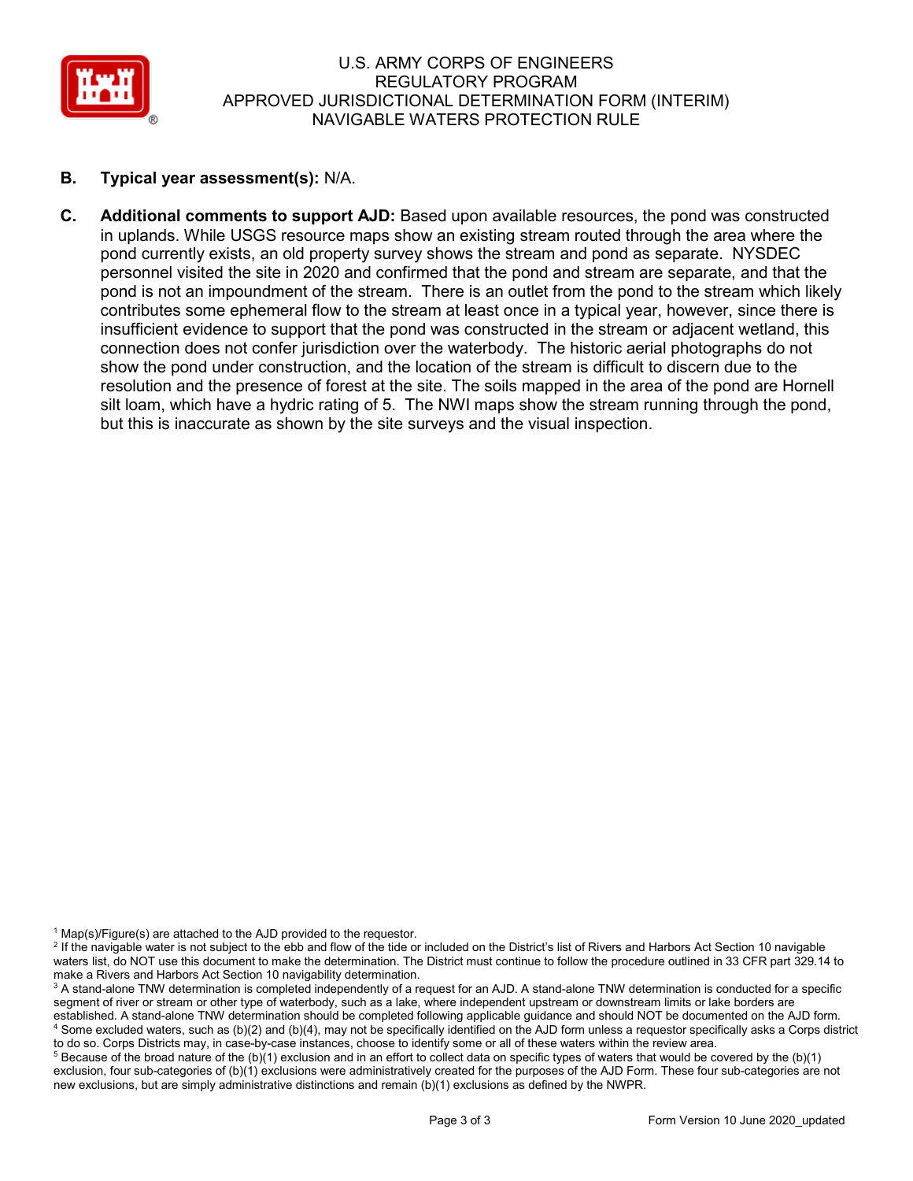**B. Typical year assessment(s):** N/A.

**C. Additional comments to support AJD:** Based upon available resources, the pond was constructed in uplands. While USGS resource maps show an existing stream routed through the area where the pond currently exists, an old property survey shows the stream and pond as separate. NYSDEC personnel visited the site in 2020 and confirmed that the pond and stream are separate, and that the pond is not an impoundment of the stream. There is an outlet from the pond to the stream which likely contributes some ephemeral flow to the stream at least once in a typical year, however, since there is insufficient evidence to support that the pond was constructed in the stream or adjacent wetland, this connection does not confer jurisdiction over the waterbody. The historic aerial photographs do not show the pond under construction, and the location of the stream is difficult to discern due to the resolution and the presence of forest at the site. The soils mapped in the area of the pond are Hornell silt loam, which have a hydric rating of 5. The NWI maps show the stream running through the pond, but this is inaccurate as shown by the site surveys and the visual inspection.

[1] Map(s)/Figure(s) are attached to the AJD provided to the requestor.

[2] If the navigable water is not subject to the ebb and flow of the tide or included on the District's list of Rivers and Harbors Act Section 10 navigable waters list, do NOT use this document to make the determination. The District must continue to follow the procedure outlined in 33 CFR part 329.14 to make a Rivers and Harbors Act Section 10 navigability determination.

[3] A stand-alone TNW determination is completed independently of a request for an AJD. A stand-alone TNW determination is conducted for a specific segment of river or stream or other type of waterbody, such as a lake, where independent upstream or downstream limits or lake borders are established. A stand-alone TNW determination should be completed following applicable guidance and should NOT be documented on the AJD form.

[4] Some excluded waters, such as (b)(2) and (b)(4), may not be specifically identified on the AJD form unless a requestor specifically asks a Corps district to do so. Corps Districts may, in case-by-case instances, choose to identify some or all of these waters within the review area.

[5] Because of the broad nature of the (b)(1) exclusion and in an effort to collect data on specific types of waters that would be covered by the (b)(1) exclusion, four sub-categories of (b)(1) exclusions were administratively created for the purposes of the AJD Form. These four sub-categories are not new exclusions, but are simply administrative distinctions and remain (b)(1) exclusions as defined by the NWPR.